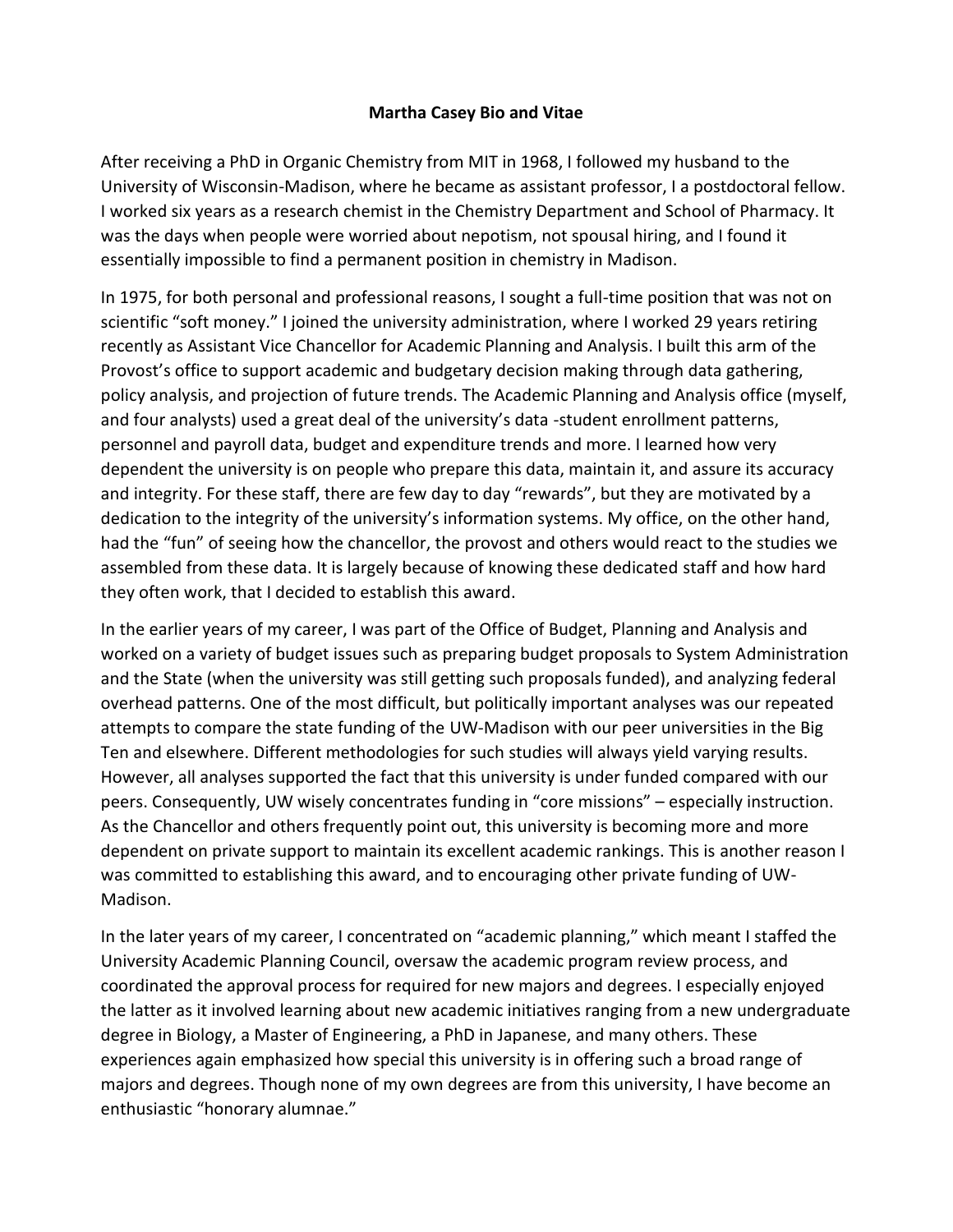**Martha Casey Bio and Vitae**

After receiving a PhD in Organic Chemistry from MIT in 1968, I followed my husband to the University of Wisconsin-Madison, where he became as assistant professor, I a postdoctoral fellow. I worked six years as a research chemist in the Chemistry Department and School of Pharmacy. It was the days when people were worried about nepotism, not spousal hiring, and I found it essentially impossible to find a permanent position in chemistry in Madison.

In 1975, for both personal and professional reasons, I sought a full-time position that was not on scientific "soft money." I joined the university administration, where I worked 29 years retiring recently as Assistant Vice Chancellor for Academic Planning and Analysis. I built this arm of the Provost's office to support academic and budgetary decision making through data gathering, policy analysis, and projection of future trends. The Academic Planning and Analysis office (myself, and four analysts) used a great deal of the university's data -student enrollment patterns, personnel and payroll data, budget and expenditure trends and more. I learned how very dependent the university is on people who prepare this data, maintain it, and assure its accuracy and integrity. For these staff, there are few day to day "rewards", but they are motivated by a dedication to the integrity of the university's information systems. My office, on the other hand, had the "fun" of seeing how the chancellor, the provost and others would react to the studies we assembled from these data. It is largely because of knowing these dedicated staff and how hard they often work, that I decided to establish this award.

In the earlier years of my career, I was part of the Office of Budget, Planning and Analysis and worked on a variety of budget issues such as preparing budget proposals to System Administration and the State (when the university was still getting such proposals funded), and analyzing federal overhead patterns. One of the most difficult, but politically important analyses was our repeated attempts to compare the state funding of the UW-Madison with our peer universities in the Big Ten and elsewhere. Different methodologies for such studies will always yield varying results. However, all analyses supported the fact that this university is under funded compared with our peers. Consequently, UW wisely concentrates funding in "core missions" – especially instruction. As the Chancellor and others frequently point out, this university is becoming more and more dependent on private support to maintain its excellent academic rankings. This is another reason I was committed to establishing this award, and to encouraging other private funding of UW-Madison.

In the later years of my career, I concentrated on "academic planning," which meant I staffed the University Academic Planning Council, oversaw the academic program review process, and coordinated the approval process for required for new majors and degrees. I especially enjoyed the latter as it involved learning about new academic initiatives ranging from a new undergraduate degree in Biology, a Master of Engineering, a PhD in Japanese, and many others. These experiences again emphasized how special this university is in offering such a broad range of majors and degrees. Though none of my own degrees are from this university, I have become an enthusiastic "honorary alumnae."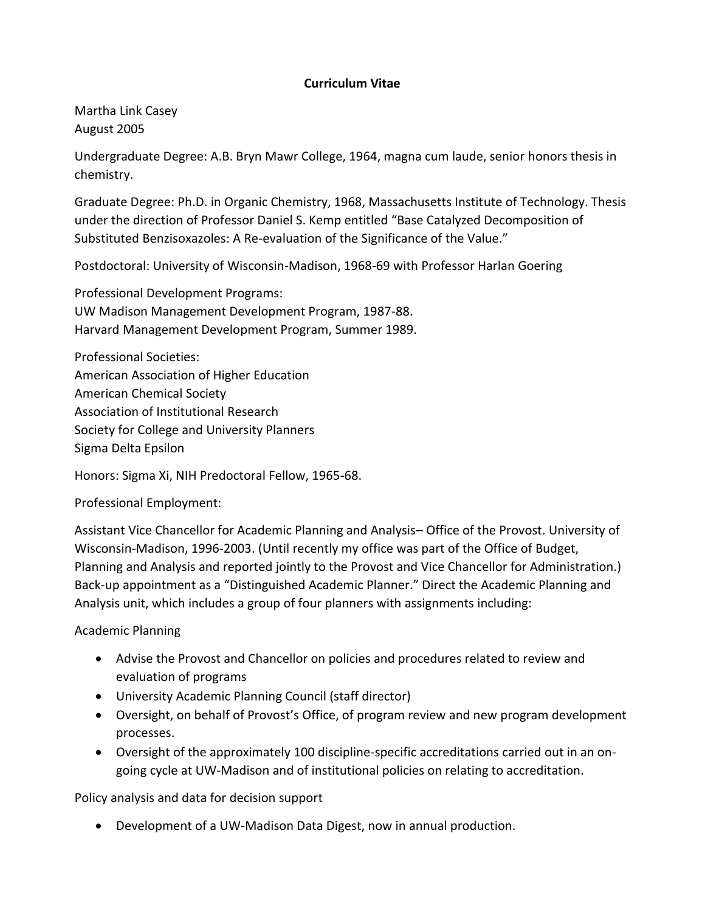**Curriculum Vitae**

Martha Link Casey
August 2005

Undergraduate Degree: A.B. Bryn Mawr College, 1964, magna cum laude, senior honors thesis in chemistry.

Graduate Degree: Ph.D. in Organic Chemistry, 1968, Massachusetts Institute of Technology. Thesis under the direction of Professor Daniel S. Kemp entitled "Base Catalyzed Decomposition of Substituted Benzisoxazoles: A Re-evaluation of the Significance of the Value."

Postdoctoral: University of Wisconsin-Madison, 1968-69 with Professor Harlan Goering

Professional Development Programs:
UW Madison Management Development Program, 1987-88.
Harvard Management Development Program, Summer 1989.

Professional Societies:
American Association of Higher Education
American Chemical Society
Association of Institutional Research
Society for College and University Planners
Sigma Delta Epsilon

Honors: Sigma Xi, NIH Predoctoral Fellow, 1965-68.

Professional Employment:

Assistant Vice Chancellor for Academic Planning and Analysis– Office of the Provost. University of Wisconsin-Madison, 1996-2003. (Until recently my office was part of the Office of Budget, Planning and Analysis and reported jointly to the Provost and Vice Chancellor for Administration.) Back-up appointment as a "Distinguished Academic Planner." Direct the Academic Planning and Analysis unit, which includes a group of four planners with assignments including:

Academic Planning

- Advise the Provost and Chancellor on policies and procedures related to review and evaluation of programs
- University Academic Planning Council (staff director)
- Oversight, on behalf of Provost's Office, of program review and new program development processes.
- Oversight of the approximately 100 discipline-specific accreditations carried out in an on-going cycle at UW-Madison and of institutional policies on relating to accreditation.

Policy analysis and data for decision support

- Development of a UW-Madison Data Digest, now in annual production.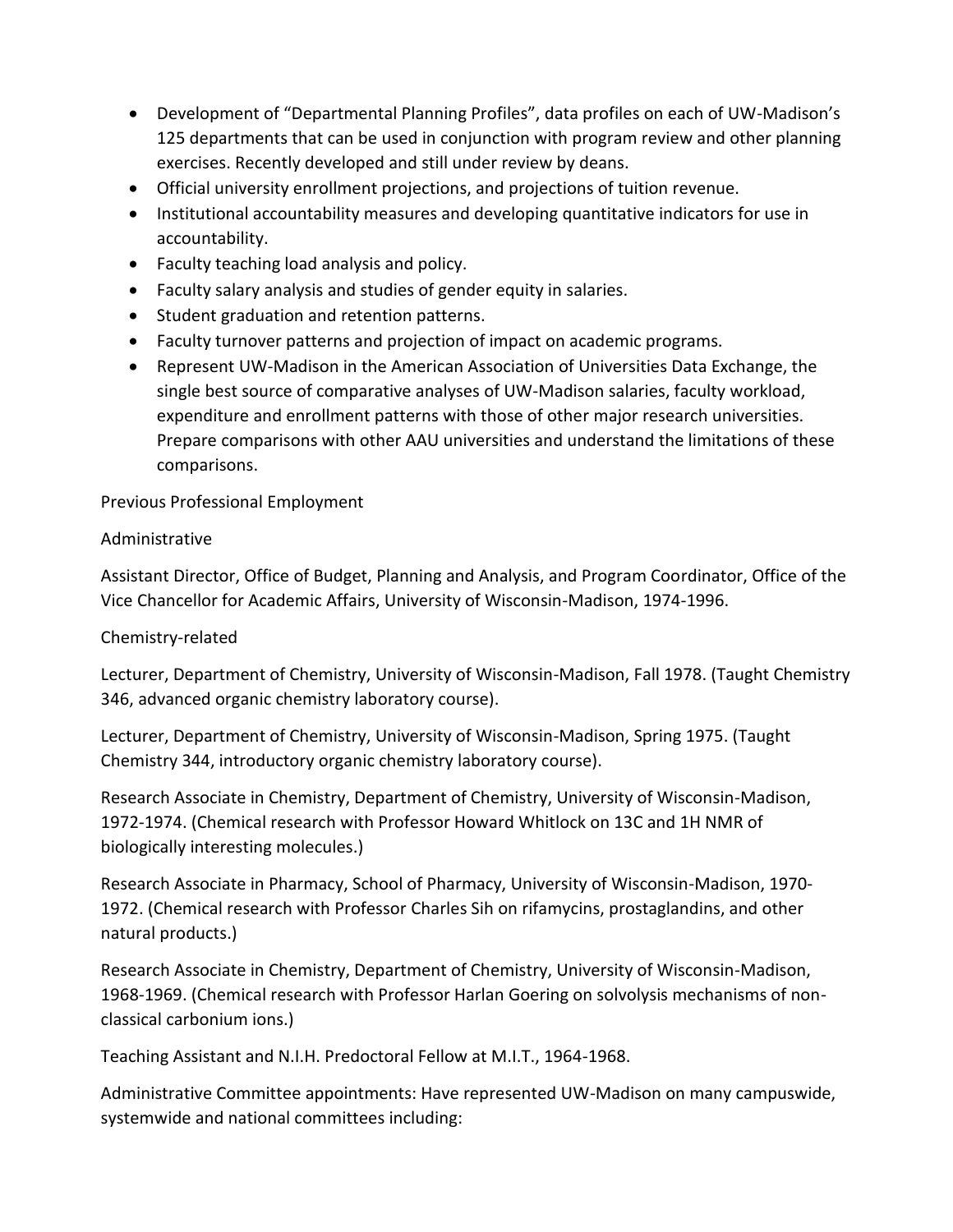- Development of "Departmental Planning Profiles", data profiles on each of UW-Madison's 125 departments that can be used in conjunction with program review and other planning exercises. Recently developed and still under review by deans.
- Official university enrollment projections, and projections of tuition revenue.
- Institutional accountability measures and developing quantitative indicators for use in accountability.
- Faculty teaching load analysis and policy.
- Faculty salary analysis and studies of gender equity in salaries.
- Student graduation and retention patterns.
- Faculty turnover patterns and projection of impact on academic programs.
- Represent UW-Madison in the American Association of Universities Data Exchange, the single best source of comparative analyses of UW-Madison salaries, faculty workload, expenditure and enrollment patterns with those of other major research universities. Prepare comparisons with other AAU universities and understand the limitations of these comparisons.

Previous Professional Employment

Administrative

Assistant Director, Office of Budget, Planning and Analysis, and Program Coordinator, Office of the Vice Chancellor for Academic Affairs, University of Wisconsin-Madison, 1974-1996.

Chemistry-related

Lecturer, Department of Chemistry, University of Wisconsin-Madison, Fall 1978. (Taught Chemistry 346, advanced organic chemistry laboratory course).

Lecturer, Department of Chemistry, University of Wisconsin-Madison, Spring 1975. (Taught Chemistry 344, introductory organic chemistry laboratory course).

Research Associate in Chemistry, Department of Chemistry, University of Wisconsin-Madison, 1972-1974. (Chemical research with Professor Howard Whitlock on 13C and 1H NMR of biologically interesting molecules.)

Research Associate in Pharmacy, School of Pharmacy, University of Wisconsin-Madison, 1970-1972. (Chemical research with Professor Charles Sih on rifamycins, prostaglandins, and other natural products.)

Research Associate in Chemistry, Department of Chemistry, University of Wisconsin-Madison, 1968-1969. (Chemical research with Professor Harlan Goering on solvolysis mechanisms of non-classical carbonium ions.)

Teaching Assistant and N.I.H. Predoctoral Fellow at M.I.T., 1964-1968.

Administrative Committee appointments: Have represented UW-Madison on many campuswide, systemwide and national committees including: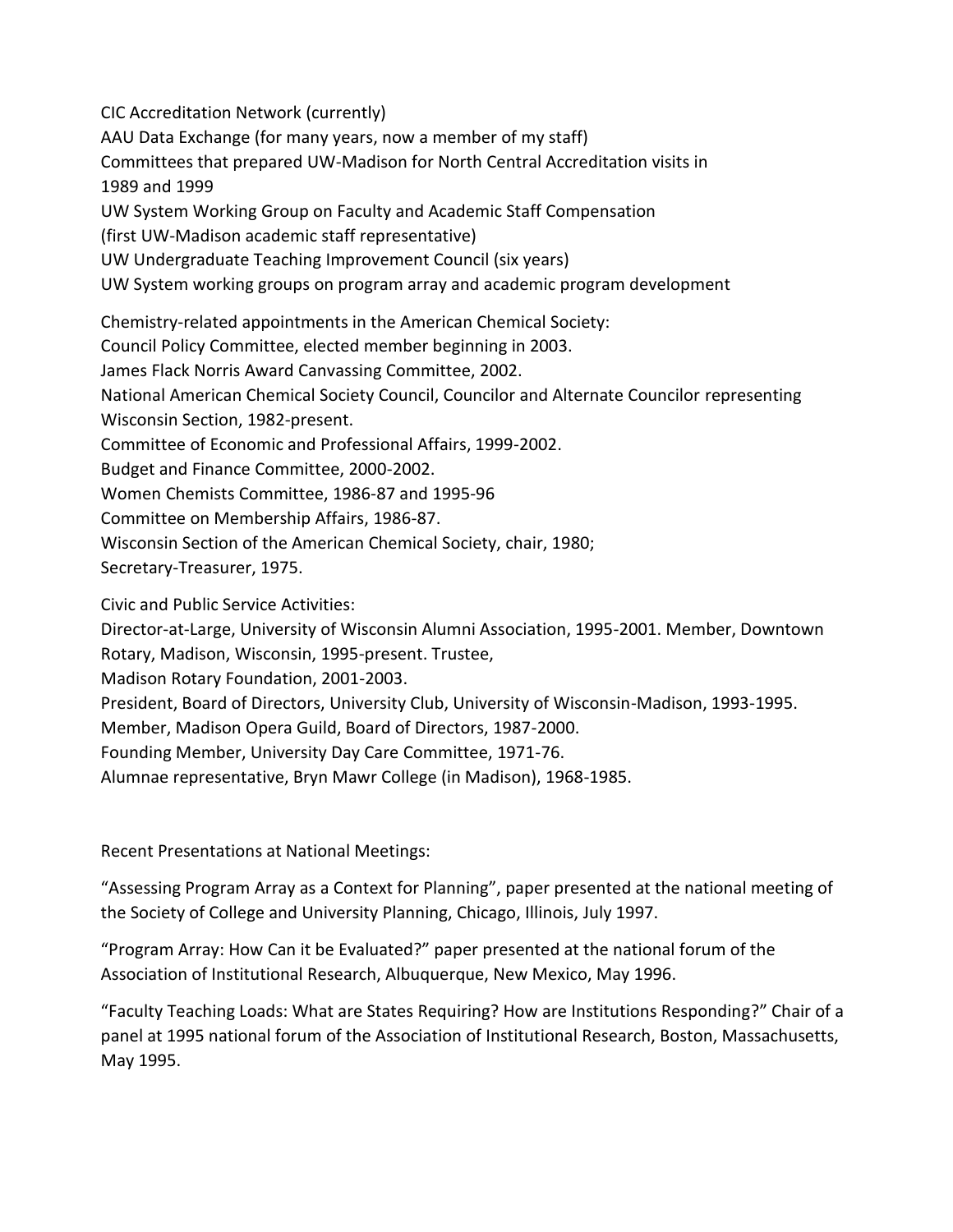CIC Accreditation Network (currently)
AAU Data Exchange (for many years, now a member of my staff)
Committees that prepared UW-Madison for North Central Accreditation visits in 1989 and 1999
UW System Working Group on Faculty and Academic Staff Compensation (first UW-Madison academic staff representative)
UW Undergraduate Teaching Improvement Council (six years)
UW System working groups on program array and academic program development

Chemistry-related appointments in the American Chemical Society:
Council Policy Committee, elected member beginning in 2003.
James Flack Norris Award Canvassing Committee, 2002.
National American Chemical Society Council, Councilor and Alternate Councilor representing Wisconsin Section, 1982-present.
Committee of Economic and Professional Affairs, 1999-2002.
Budget and Finance Committee, 2000-2002.
Women Chemists Committee, 1986-87 and 1995-96
Committee on Membership Affairs, 1986-87.
Wisconsin Section of the American Chemical Society, chair, 1980;
Secretary-Treasurer, 1975.

Civic and Public Service Activities:
Director-at-Large, University of Wisconsin Alumni Association, 1995-2001. Member, Downtown Rotary, Madison, Wisconsin, 1995-present. Trustee,
Madison Rotary Foundation, 2001-2003.
President, Board of Directors, University Club, University of Wisconsin-Madison, 1993-1995.
Member, Madison Opera Guild, Board of Directors, 1987-2000.
Founding Member, University Day Care Committee, 1971-76.
Alumnae representative, Bryn Mawr College (in Madison), 1968-1985.

Recent Presentations at National Meetings:

"Assessing Program Array as a Context for Planning", paper presented at the national meeting of the Society of College and University Planning, Chicago, Illinois, July 1997.

"Program Array: How Can it be Evaluated?" paper presented at the national forum of the Association of Institutional Research, Albuquerque, New Mexico, May 1996.

"Faculty Teaching Loads: What are States Requiring? How are Institutions Responding?" Chair of a panel at 1995 national forum of the Association of Institutional Research, Boston, Massachusetts, May 1995.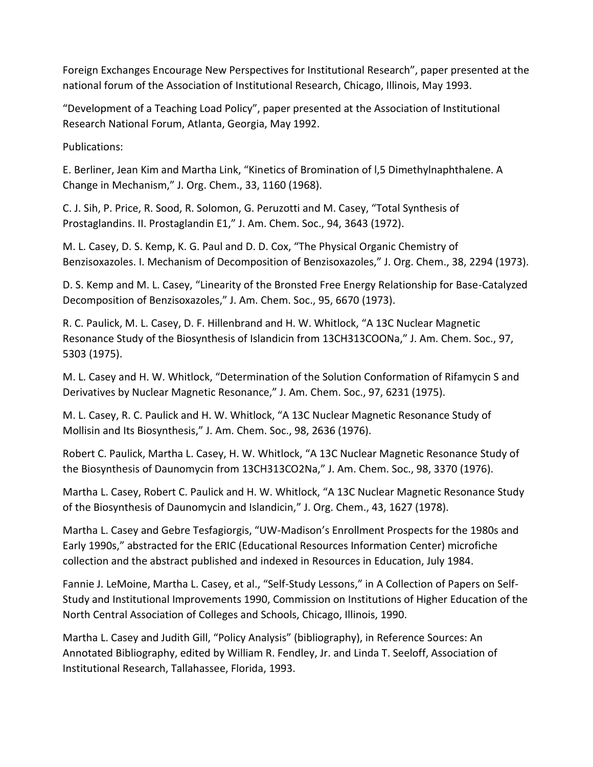Foreign Exchanges Encourage New Perspectives for Institutional Research", paper presented at the national forum of the Association of Institutional Research, Chicago, Illinois, May 1993.

"Development of a Teaching Load Policy", paper presented at the Association of Institutional Research National Forum, Atlanta, Georgia, May 1992.

Publications:

E. Berliner, Jean Kim and Martha Link, "Kinetics of Bromination of l,5 Dimethylnaphthalene. A Change in Mechanism," J. Org. Chem., 33, 1160 (1968).

C. J. Sih, P. Price, R. Sood, R. Solomon, G. Peruzotti and M. Casey, "Total Synthesis of Prostaglandins. II. Prostaglandin E1," J. Am. Chem. Soc., 94, 3643 (1972).

M. L. Casey, D. S. Kemp, K. G. Paul and D. D. Cox, "The Physical Organic Chemistry of Benzisoxazoles. I. Mechanism of Decomposition of Benzisoxazoles," J. Org. Chem., 38, 2294 (1973).

D. S. Kemp and M. L. Casey, "Linearity of the Bronsted Free Energy Relationship for Base-Catalyzed Decomposition of Benzisoxazoles," J. Am. Chem. Soc., 95, 6670 (1973).

R. C. Paulick, M. L. Casey, D. F. Hillenbrand and H. W. Whitlock, "A 13C Nuclear Magnetic Resonance Study of the Biosynthesis of Islandicin from 13CH313COONa," J. Am. Chem. Soc., 97, 5303 (1975).

M. L. Casey and H. W. Whitlock, "Determination of the Solution Conformation of Rifamycin S and Derivatives by Nuclear Magnetic Resonance," J. Am. Chem. Soc., 97, 6231 (1975).

M. L. Casey, R. C. Paulick and H. W. Whitlock, "A 13C Nuclear Magnetic Resonance Study of Mollisin and Its Biosynthesis," J. Am. Chem. Soc., 98, 2636 (1976).

Robert C. Paulick, Martha L. Casey, H. W. Whitlock, "A 13C Nuclear Magnetic Resonance Study of the Biosynthesis of Daunomycin from 13CH313CO2Na," J. Am. Chem. Soc., 98, 3370 (1976).

Martha L. Casey, Robert C. Paulick and H. W. Whitlock, "A 13C Nuclear Magnetic Resonance Study of the Biosynthesis of Daunomycin and Islandicin," J. Org. Chem., 43, 1627 (1978).

Martha L. Casey and Gebre Tesfagiorgis, "UW-Madison's Enrollment Prospects for the 1980s and Early 1990s," abstracted for the ERIC (Educational Resources Information Center) microfiche collection and the abstract published and indexed in Resources in Education, July 1984.

Fannie J. LeMoine, Martha L. Casey, et al., "Self-Study Lessons," in A Collection of Papers on Self-Study and Institutional Improvements 1990, Commission on Institutions of Higher Education of the North Central Association of Colleges and Schools, Chicago, Illinois, 1990.

Martha L. Casey and Judith Gill, "Policy Analysis" (bibliography), in Reference Sources: An Annotated Bibliography, edited by William R. Fendley, Jr. and Linda T. Seeloff, Association of Institutional Research, Tallahassee, Florida, 1993.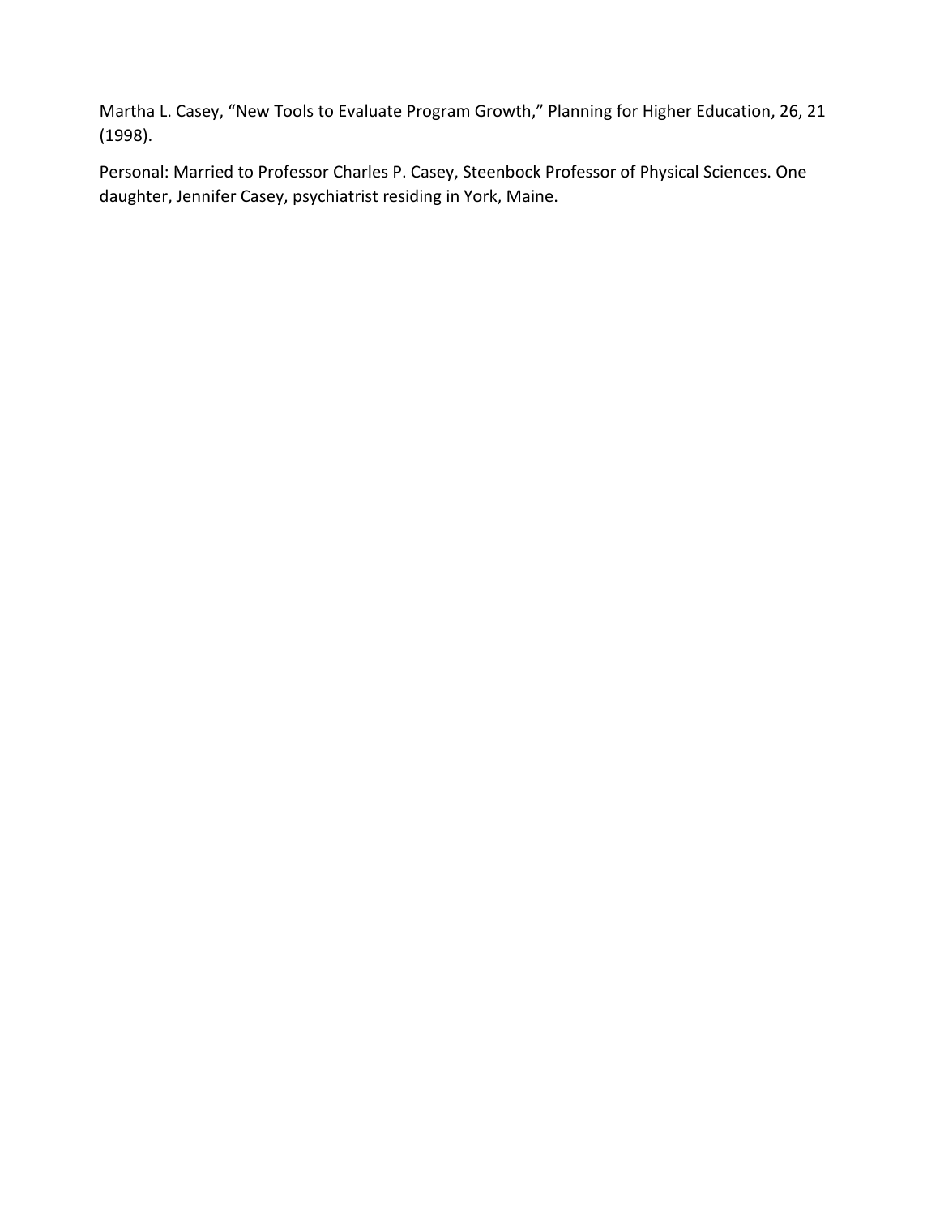Martha L. Casey, "New Tools to Evaluate Program Growth," Planning for Higher Education, 26, 21 (1998).

Personal: Married to Professor Charles P. Casey, Steenbock Professor of Physical Sciences. One daughter, Jennifer Casey, psychiatrist residing in York, Maine.